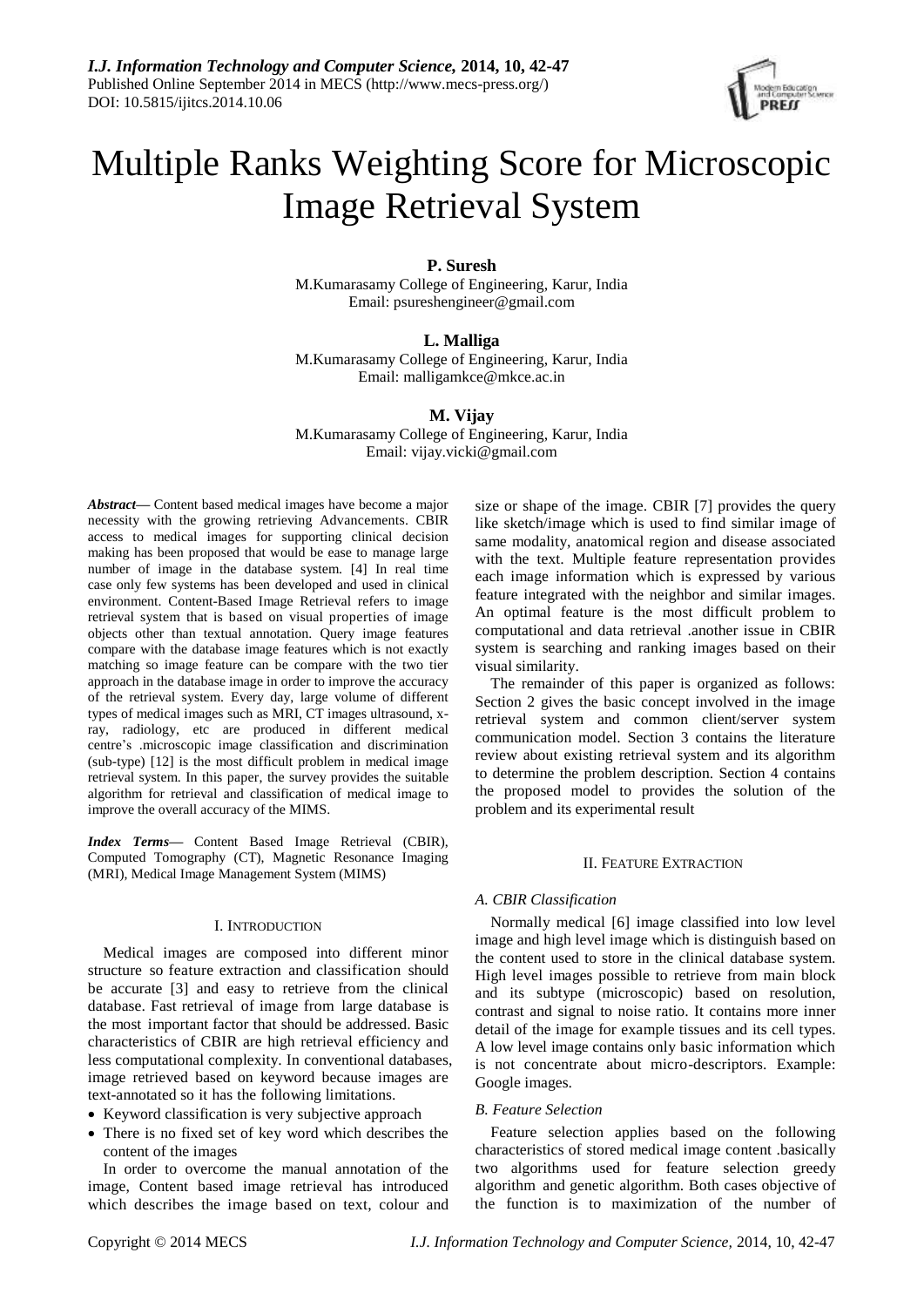# Multiple Ranks Weighting Score for Microscopic Image Retrieval System

**P. Suresh**
M.Kumarasamy College of Engineering, Karur, India
Email: psureshengineer@gmail.com

**L. Malliga**
M.Kumarasamy College of Engineering, Karur, India
Email: malligamkce@mkce.ac.in

**M. Vijay**
M.Kumarasamy College of Engineering, Karur, India
Email: vijay.vicki@gmail.com

***Abstract*—** Content based medical images have become a major necessity with the growing retrieving Advancements. CBIR access to medical images for supporting clinical decision making has been proposed that would be ease to manage large number of image in the database system. [4] In real time case only few systems has been developed and used in clinical environment. Content-Based Image Retrieval refers to image retrieval system that is based on visual properties of image objects other than textual annotation. Query image features compare with the database image features which is not exactly matching so image feature can be compare with the two tier approach in the database image in order to improve the accuracy of the retrieval system. Every day, large volume of different types of medical images such as MRI, CT images ultrasound, x-ray, radiology, etc are produced in different medical centre's .microscopic image classification and discrimination (sub-type) [12] is the most difficult problem in medical image retrieval system. In this paper, the survey provides the suitable algorithm for retrieval and classification of medical image to improve the overall accuracy of the MIMS.

***Index Terms*—** Content Based Image Retrieval (CBIR), Computed Tomography (CT), Magnetic Resonance Imaging (MRI), Medical Image Management System (MIMS)

## I. Introduction

Medical images are composed into different minor structure so feature extraction and classification should be accurate [3] and easy to retrieve from the clinical database. Fast retrieval of image from large database is the most important factor that should be addressed. Basic characteristics of CBIR are high retrieval efficiency and less computational complexity. In conventional databases, image retrieved based on keyword because images are text-annotated so it has the following limitations.

- Keyword classification is very subjective approach
- There is no fixed set of key word which describes the content of the images

In order to overcome the manual annotation of the image, Content based image retrieval has introduced which describes the image based on text, colour and size or shape of the image. CBIR [7] provides the query like sketch/image which is used to find similar image of same modality, anatomical region and disease associated with the text. Multiple feature representation provides each image information which is expressed by various feature integrated with the neighbor and similar images. An optimal feature is the most difficult problem to computational and data retrieval .another issue in CBIR system is searching and ranking images based on their visual similarity.

The remainder of this paper is organized as follows: Section 2 gives the basic concept involved in the image retrieval system and common client/server system communication model. Section 3 contains the literature review about existing retrieval system and its algorithm to determine the problem description. Section 4 contains the proposed model to provides the solution of the problem and its experimental result

## II. Feature Extraction

### *A. CBIR Classification*

Normally medical [6] image classified into low level image and high level image which is distinguish based on the content used to store in the clinical database system. High level images possible to retrieve from main block and its subtype (microscopic) based on resolution, contrast and signal to noise ratio. It contains more inner detail of the image for example tissues and its cell types. A low level image contains only basic information which is not concentrate about micro-descriptors. Example: Google images.

### *B. Feature Selection*

Feature selection applies based on the following characteristics of stored medical image content .basically two algorithms used for feature selection greedy algorithm and genetic algorithm. Both cases objective of the function is to maximization of the number of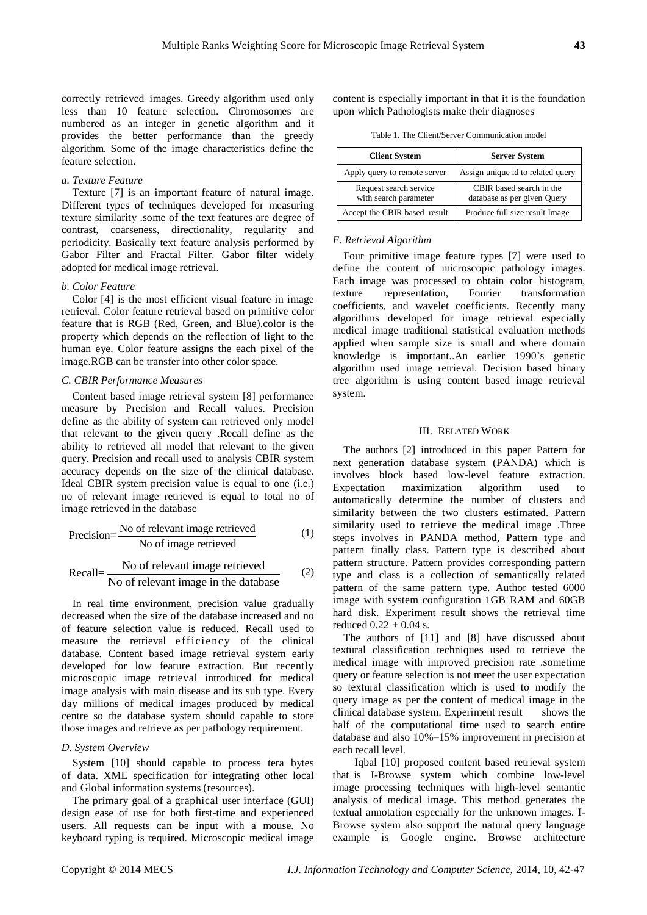correctly retrieved images. Greedy algorithm used only less than 10 feature selection. Chromosomes are numbered as an integer in genetic algorithm and it provides the better performance than the greedy algorithm. Some of the image characteristics define the feature selection.

#### *a. Texture Feature*

Texture [7] is an important feature of natural image. Different types of techniques developed for measuring texture similarity .some of the text features are degree of contrast, coarseness, directionality, regularity and periodicity. Basically text feature analysis performed by Gabor Filter and Fractal Filter. Gabor filter widely adopted for medical image retrieval.

#### *b. Color Feature*

Color [4] is the most efficient visual feature in image retrieval. Color feature retrieval based on primitive color feature that is RGB (Red, Green, and Blue).color is the property which depends on the reflection of light to the human eye. Color feature assigns the each pixel of the image.RGB can be transfer into other color space.

### *C. CBIR Performance Measures*

Content based image retrieval system [8] performance measure by Precision and Recall values. Precision define as the ability of system can retrieved only model that relevant to the given query .Recall define as the ability to retrieved all model that relevant to the given query. Precision and recall used to analysis CBIR system accuracy depends on the size of the clinical database. Ideal CBIR system precision value is equal to one (i.e.) no of relevant image retrieved is equal to total no of image retrieved in the database

$$\text{Precision} = \frac{\text{No of relevant image retrieved}}{\text{No of image retrieved}} \quad (1)$$

$$\text{Recall} = \frac{\text{No of relevant image retrieved}}{\text{No of relevant image in the database}} \quad (2)$$

In real time environment, precision value gradually decreased when the size of the database increased and no of feature selection value is reduced. Recall used to measure the retrieval efficiency of the clinical database. Content based image retrieval system early developed for low feature extraction. But recently microscopic image retrieval introduced for medical image analysis with main disease and its sub type. Every day millions of medical images produced by medical centre so the database system should capable to store those images and retrieve as per pathology requirement.

### *D. System Overview*

System [10] should capable to process tera bytes of data. XML specification for integrating other local and Global information systems (resources).

The primary goal of a graphical user interface (GUI) design ease of use for both first-time and experienced users. All requests can be input with a mouse. No keyboard typing is required. Microscopic medical image content is especially important in that it is the foundation upon which Pathologists make their diagnoses

Table 1. The Client/Server Communication model

| Client System | Server System |
|---|---|
| Apply query to remote server | Assign unique id to related query |
| Request search service with search parameter | CBIR based search in the database as per given Query |
| Accept the CBIR based result | Produce full size result Image |

### *E. Retrieval Algorithm*

Four primitive image feature types [7] were used to define the content of microscopic pathology images. Each image was processed to obtain color histogram, texture representation, Fourier transformation coefficients, and wavelet coefficients. Recently many algorithms developed for image retrieval especially medical image traditional statistical evaluation methods applied when sample size is small and where domain knowledge is important..An earlier 1990's genetic algorithm used image retrieval. Decision based binary tree algorithm is using content based image retrieval system.

## III. Related Work

The authors [2] introduced in this paper Pattern for next generation database system (PANDA) which is involves block based low-level feature extraction. Expectation maximization algorithm used to automatically determine the number of clusters and similarity between the two clusters estimated. Pattern similarity used to retrieve the medical image .Three steps involves in PANDA method, Pattern type and pattern finally class. Pattern type is described about pattern structure. Pattern provides corresponding pattern type and class is a collection of semantically related pattern of the same pattern type. Author tested 6000 image with system configuration 1GB RAM and 60GB hard disk. Experiment result shows the retrieval time reduced $0.22 \pm 0.04$ s.

The authors of [11] and [8] have discussed about textural classification techniques used to retrieve the medical image with improved precision rate .sometime query or feature selection is not meet the user expectation so textural classification which is used to modify the query image as per the content of medical image in the clinical database system. Experiment result shows the half of the computational time used to search entire database and also 10%–15% improvement in precision at each recall level.

Iqbal [10] proposed content based retrieval system that is I-Browse system which combine low-level image processing techniques with high-level semantic analysis of medical image. This method generates the textual annotation especially for the unknown images. I-Browse system also support the natural query language example is Google engine. Browse architecture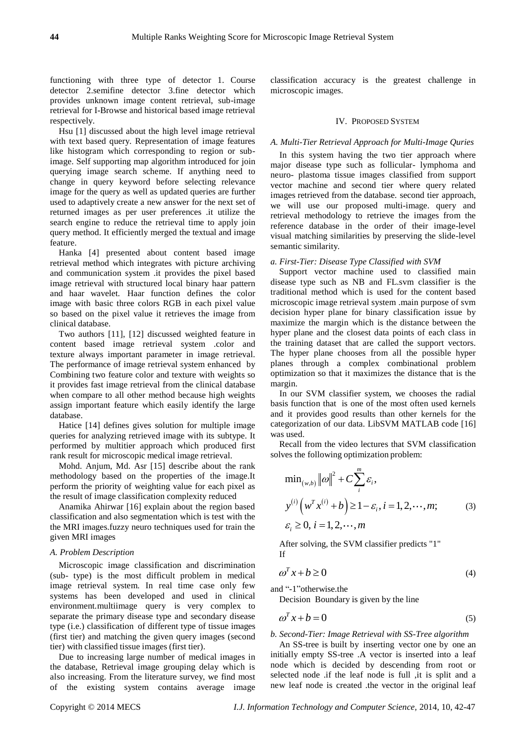functioning with three type of detector 1. Course detector 2.semifine detector 3.fine detector which provides unknown image content retrieval, sub-image retrieval for I-Browse and historical based image retrieval respectively.

Hsu [1] discussed about the high level image retrieval with text based query. Representation of image features like histogram which corresponding to region or sub-image. Self supporting map algorithm introduced for join querying image search scheme. If anything need to change in query keyword before selecting relevance image for the query as well as updated queries are further used to adaptively create a new answer for the next set of returned images as per user preferences .it utilize the search engine to reduce the retrieval time to apply join query method. It efficiently merged the textual and image feature.

Hanka [4] presented about content based image retrieval method which integrates with picture archiving and communication system .it provides the pixel based image retrieval with structured local binary haar pattern and haar wavelet. Haar function defines the color image with basic three colors RGB in each pixel value so based on the pixel value it retrieves the image from clinical database.

Two authors [11], [12] discussed weighted feature in content based image retrieval system .color and texture always important parameter in image retrieval. The performance of image retrieval system enhanced by Combining two feature color and texture with weights so it provides fast image retrieval from the clinical database when compare to all other method because high weights assign important feature which easily identify the large database.

Hatice [14] defines gives solution for multiple image queries for analyzing retrieved image with its subtype. It performed by multitier approach which produced first rank result for microscopic medical image retrieval.

Mohd. Anjum, Md. Asr [15] describe about the rank methodology based on the properties of the image.It perform the priority of weighting value for each pixel as the result of image classification complexity reduced

Anamika Ahirwar [16] explain about the region based classification and also segmentation which is test with the the MRI images.fuzzy neuro techniques used for train the given MRI images

### A. Problem Description

Microscopic image classification and discrimination (sub- type) is the most difficult problem in medical image retrieval system. In real time case only few systems has been developed and used in clinical environment.multiimage query is very complex to separate the primary disease type and secondary disease type (i.e.) classification of different type of tissue images (first tier) and matching the given query images (second tier) with classified tissue images (first tier).

Due to increasing large number of medical images in the database, Retrieval image grouping delay which is also increasing. From the literature survey, we find most of the existing system contains average image classification accuracy is the greatest challenge in microscopic images.

## IV. Proposed System

### A. Multi-Tier Retrieval Approach for Multi-Image Quries

In this system having the two tier approach where major disease type such as follicular- lymphoma and neuro- plastoma tissue images classified from support vector machine and second tier where query related images retrieved from the database. second tier approach, we will use our proposed multi-image. query and retrieval methodology to retrieve the images from the reference database in the order of their image-level visual matching similarities by preserving the slide-level semantic similarity.

#### a. First-Tier: Disease Type Classified with SVM

Support vector machine used to classified main disease type such as NB and FL.svm classifier is the traditional method which is used for the content based microscopic image retrieval system .main purpose of svm decision hyper plane for binary classification issue by maximize the margin which is the distance between the hyper plane and the closest data points of each class in the training dataset that are called the support vectors. The hyper plane chooses from all the possible hyper planes through a complex combinational problem optimization so that it maximizes the distance that is the margin.

In our SVM classifier system, we chooses the radial basis function that is one of the most often used kernels and it provides good results than other kernels for the categorization of our data. LibSVM MATLAB code [16] was used.

Recall from the video lectures that SVM classification solves the following optimization problem:

$$\min_{(w,b)} \|\omega\|^2 + C\sum_{i}^{m} \varepsilon_i,$$
$$y^{(i)}\left(w^T x^{(i)} + b\right) \geq 1 - \varepsilon_i, i = 1, 2, \cdots, m; \tag{3}$$
$$\varepsilon_i \geq 0,\ i = 1, 2, \cdots, m$$

After solving, the SVM classifier predicts "1" If

$$\omega^T x + b \geq 0 \tag{4}$$

and "-1"otherwise.the

Decision Boundary is given by the line

$$\omega^T x + b = 0 \tag{5}$$

#### b. Second-Tier: Image Retrieval with SS-Tree algorithm

An SS-tree is built by inserting vector one by one an initially empty SS-tree .A vector is inserted into a leaf node which is decided by descending from root or selected node .if the leaf node is full ,it is split and a new leaf node is created .the vector in the original leaf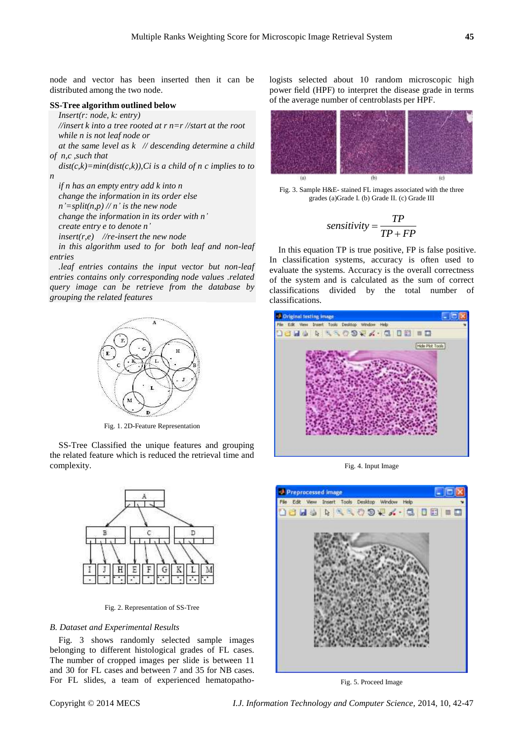node and vector has been inserted then it can be distributed among the two node.

**SS-Tree algorithm outlined below**

*Insert(r: node, k: entry)*
*//insert k into a tree rooted at r n=r //start at the root*
*while n is not leaf node or*
*at the same level as k // descending determine a child of n,c ,such that*
*dist(c,k)=min(dist(c,k)),Ci is a child of n c implies to to n*
*if n has an empty entry add k into n*
*change the information in its order else*
*n'=split(n,p) // n' is the new node*
*change the information in its order with n'*
*create entry e to denote n'*
*insert(r,e) //re-insert the new node*
*in this algorithm used to for both leaf and non-leaf entries*
*.leaf entries contains the input vector but non-leaf entries contains only corresponding node values .related query image can be retrieve from the database by grouping the related features*

Fig. 1. 2D-Feature Representation

SS-Tree Classified the unique features and grouping the related feature which is reduced the retrieval time and complexity.

Fig. 2. Representation of SS-Tree

*B. Dataset and Experimental Results*

Fig. 3 shows randomly selected sample images belonging to different histological grades of FL cases. The number of cropped images per slide is between 11 and 30 for FL cases and between 7 and 35 for NB cases. For FL slides, a team of experienced hematopathologists selected about 10 random microscopic high power field (HPF) to interpret the disease grade in terms of the average number of centroblasts per HPF.

Fig. 3. Sample H&E- stained FL images associated with the three grades (a)Grade I. (b) Grade II. (c) Grade III

$$sensitivity = \frac{TP}{TP + FP}$$

In this equation TP is true positive, FP is false positive. In classification systems, accuracy is often used to evaluate the systems. Accuracy is the overall correctness of the system and is calculated as the sum of correct classifications divided by the total number of classifications.

Fig. 4. Input Image

Fig. 5. Proceed Image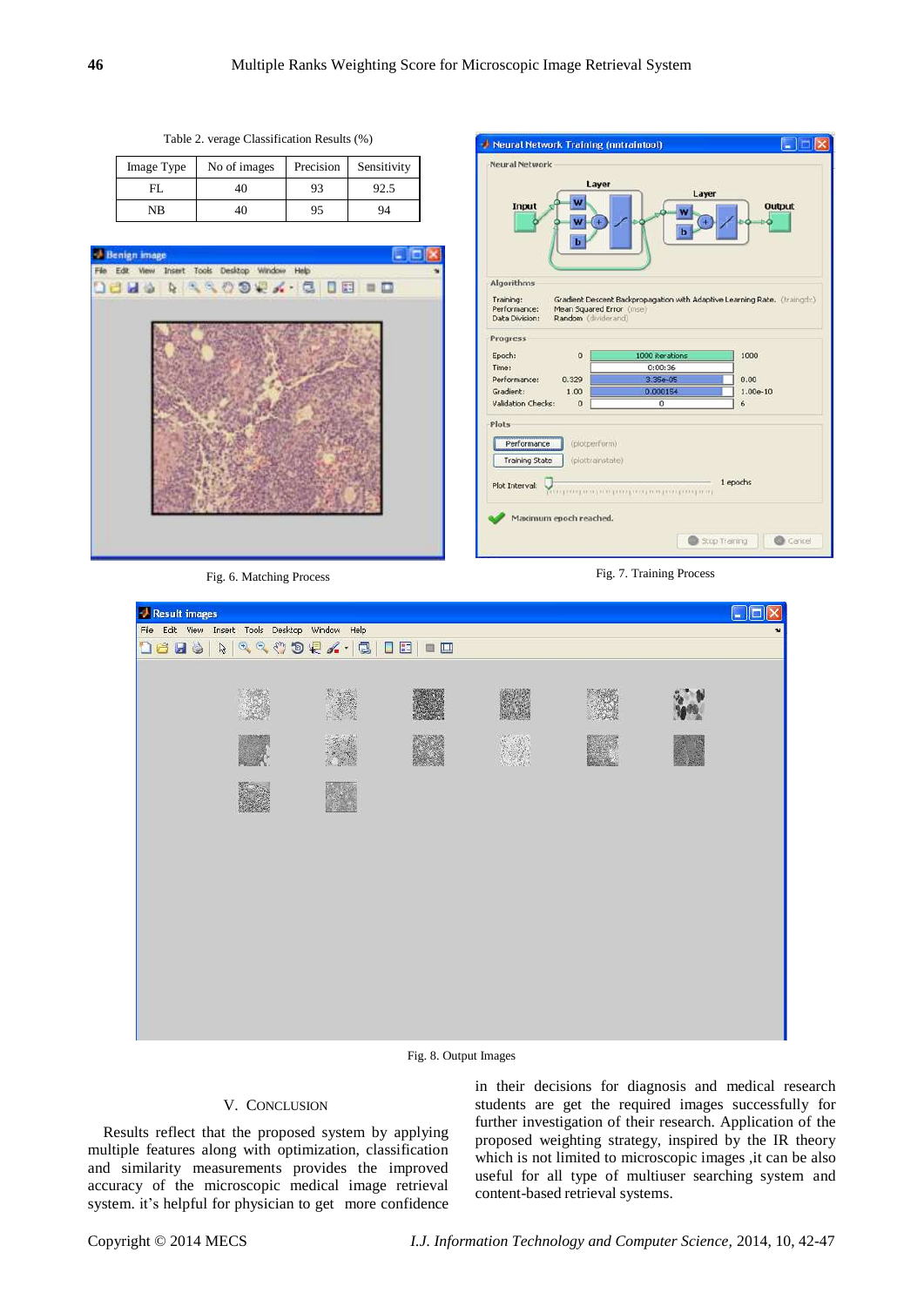Table 2. verage Classification Results (%)

| Image Type | No of images | Precision | Sensitivity |
|---|---|---|---|
| FL | 40 | 93 | 92.5 |
| NB | 40 | 95 | 94 |

Fig. 6. Matching Process

Fig. 7. Training Process

Fig. 8. Output Images

## V. Conclusion

Results reflect that the proposed system by applying multiple features along with optimization, classification and similarity measurements provides the improved accuracy of the microscopic medical image retrieval system. it's helpful for physician to get more confidence in their decisions for diagnosis and medical research students are get the required images successfully for further investigation of their research. Application of the proposed weighting strategy, inspired by the IR theory which is not limited to microscopic images ,it can be also useful for all type of multiuser searching system and content-based retrieval systems.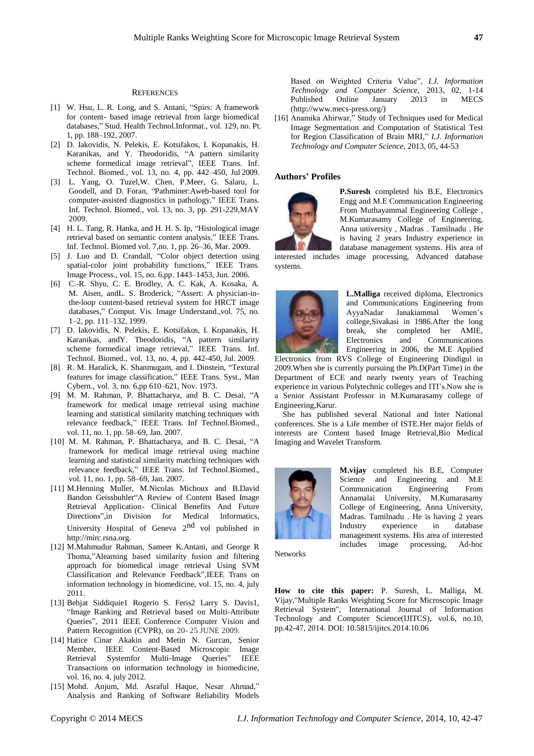## REFERENCES

[1] W. Hsu, L. R. Long, and S. Antani, "Spirs: A framework for content- based image retrieval from large biomedical databases," Stud. Health Technol.Informat., vol. 129, no. Pt. 1, pp. 188–192, 2007.

[2] D. Iakovidis, N. Pelekis, E. Kotsifakos, I. Kopanakis, H. Karanikas, and Y. Theodoridis, "A pattern similarity scheme formedical image retrieval", IEEE Trans. Inf. Technol. Biomed., vol. 13, no. 4, pp. 442–450, Jul 2009.

[3] L. Yang, O. Tuzel,W. Chen, P.Meer, G. Salaru, L. Goodell, and D. Foran, "Pathminer:Aweb-based tool for computer-assisted diagnostics in pathology," IEEE Trans. Inf. Technol. Biomed., vol. 13, no. 3, pp. 291-229,MAY 2009.

[4] H. L. Tang, R. Hanka, and H. H. S. Ip, "Histological image retrieval based on semantic content analysis," IEEE Trans. Inf. Technol. Biomed vol. 7,no. 1, pp. 26–36, Mar. 2009.

[5] J. Luo and D. Crandall, "Color object detection using spatial-color joint probability functions," IEEE Trans. Image Process., vol. 15, no. 6,pp. 1443–1453, Jun. 2006.

[6] C.-R. Shyu, C. E. Brodley, A. C. Kak, A. Kosaka, A. M. Aisen, andL. S. Broderick, "Assert: A physician-in-the-loop content-based retrieval system for HRCT image databases," Comput. Vis. Image Understand.,vol. 75, no. 1–2, pp. 111–132, 1999.

[7] D. Iakovidis, N. Pelekis, E. Kotsifakos, I. Kopanakis, H. Karanikas, andY. Theodoridis, "A pattern similarity scheme formedical image retrieval," IEEE Trans. Inf. Technol. Biomed., vol. 13, no. 4, pp. 442-450, Jul. 2009.

[8] R. M. Haralick, K. Shanmugam, and I. Dinstein, "Textural features for image classification," IEEE Trans. Syst., Man Cybern., vol. 3, no. 6,pp 610–621, Nov. 1973.

[9] M. M. Rahman, P. Bhattacharya, and B. C. Desai, "A framework for medical image retrieval using machine learning and statistical similarity matching techniques with relevance feedback," IEEE Trans. Inf Technol.Biomed., vol. 11, no. 1, pp. 58–69, Jan. 2007.

[10] M. M. Rahman, P. Bhattacharya, and B. C. Desai, "A framework for medical image retrieval using machine learning and statistical similarity matching techniques with relevance feedback," IEEE Trans. Inf Technol.Biomed., vol. 11, no. 1, pp. 58–69, Jan. 2007.

[11] M.Henning Muller, M.Nicolas Michoux and B.David Bandon Geissbuhler"A Review of Content Based Image Retrieval Application- Clinical Benefits And Future Directions",in Division for Medical Informatics, University Hospital of Geneva 2nd vol published in http://mirc.rsna.org.

[12] M.Mahmudur Rahman, Sameer K.Antani, and George R Thoma,"Alearning based similarity fusion and filtering approach for biomedical image retrieval Using SVM Classification and Relevance Feedback",IEEE Trans on information technology in biomedicine, vol. 15, no. 4, july 2011.

[13] Behjat Siddiquie1 Rogerio S. Feris2 Larry S. Davis1, "Image Ranking and Retrieval based on Multi-Attribute Queries", 2011 IEEE Conference Computer Vision and Pattern Recognition (CVPR), on 20- 25 JUNE 2009.

[14] Hatice Cinar Akakin and Metin N. Gurcan, Senior Member, IEEE Content-Based Microscopic Image Retrieval Systemfor Multi-Image Queries" IEEE Transactions on information technology in biomedicine, vol. 16, no. 4, july 2012.

[15] Mohd. Anjum, Md. Asraful Haque, Nesar Ahmad," Analysis and Ranking of Software Reliability Models Based on Weighted Criteria Value", *I.J. Information Technology and Computer Science*, 2013, 02, 1-14 Published Online January 2013 in MECS (http://www.mecs-press.org/)

[16] Anamika Ahirwar," Study of Techniques used for Medical Image Segmentation and Computation of Statistical Test for Region Classification of Brain MRI," *I.J. Information Technology and Computer Science*, 2013, 05, 44-53

## Authors' Profiles

**P.Suresh** completed his B.E, Electronics Engg and M.E Communication Engineering From Muthayammal Engineering College , M.Kumarasamy College of Engineering, Anna university , Madras . Tamilnadu . He is having 2 years Industry experience in database management systems. His area of interested includes image processing, Advanced database systems.

**L.Malliga** received diploma, Electronics and Communications Engineering from AyyaNadar Janakiammal Women's college,Sivakasi in 1986.After the long break, she completed her AMIE, Electronics and Communications Engineering in 2006, the M.E Applied Electronics from RVS College of Engineering Dindigul in 2009.When she is currently pursuing the Ph.D(Part Time) in the Department of ECE and nearly twenty years of Teaching experience in various Polytechnic colleges and ITI's.Now she is a Senior Assistant Professor in M.Kumarasamy college of Engineering,Karur.

She has published several National and Inter National conferences. She is a Life member of ISTE.Her major fields of interests are Content based Image Retrieval,Bio Medical Imaging and Wavelet Transform.

**M.vijay** completed his B.E, Computer Science and Engineering and M.E Communication Engineering From Annamalai University, M.Kumarasamy College of Engineering, Anna University, Madras. Tamilnadu . He is having 2 years Industry experience in database management systems. His area of interested includes image processing, Ad-hoc Networks

**How to cite this paper:** P. Suresh, L. Malliga, M. Vijay,"Multiple Ranks Weighting Score for Microscopic Image Retrieval System", International Journal of Information Technology and Computer Science(IJITCS), vol.6, no.10, pp.42-47, 2014. DOI: 10.5815/ijitcs.2014.10.06